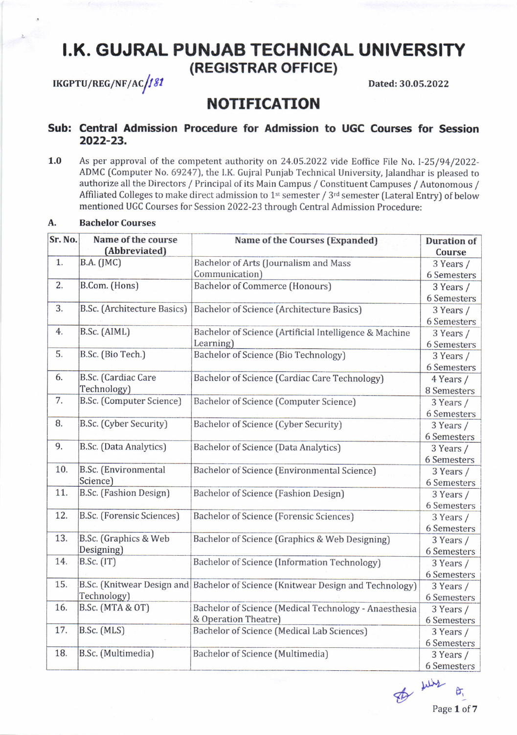# I.K. GUJRAL PUNJAB TECHNICAL UNIVERSITY

## (REGISTRAR OFFICE)

IKGPTU/REG/NF/AC/181 | Dated: 30.05.2022

## NOTIFICATION

### Sub: Central Admission Procedure for Admission to UGC Courses for Session 2022-23.

**1.0** As per approval of the competent authority on 24.05.2022 vide Eoffice File No. I-25/94/2022-ADMC (Computer No. 69247), the I.K. Gujral Punjab Technical University, Jalandhar is pleased to authorize all the Directors / Principal of its Main Campus / Constituent Campuses / Autonomous / Affiliated Colleges to make direct admission to 1st semester / 3rd semester (Lateral Entry) of below mentioned UGC Courses for Session 2022-23 through Central Admission Procedure:

**A. Bachelor Courses**

| Sr. No. | Name of the course (Abbreviated) | Name of the Courses (Expanded) | Duration of Course |
|---|---|---|---|
| 1. | B.A. (JMC) | Bachelor of Arts (Journalism and Mass Communication) | 3 Years / 6 Semesters |
| 2. | B.Com. (Hons) | Bachelor of Commerce (Honours) | 3 Years / 6 Semesters |
| 3. | B.Sc. (Architecture Basics) | Bachelor of Science (Architecture Basics) | 3 Years / 6 Semesters |
| 4. | B.Sc. (AIML) | Bachelor of Science (Artificial Intelligence & Machine Learning) | 3 Years / 6 Semesters |
| 5. | B.Sc. (Bio Tech.) | Bachelor of Science (Bio Technology) | 3 Years / 6 Semesters |
| 6. | B.Sc. (Cardiac Care Technology) | Bachelor of Science (Cardiac Care Technology) | 4 Years / 8 Semesters |
| 7. | B.Sc. (Computer Science) | Bachelor of Science (Computer Science) | 3 Years / 6 Semesters |
| 8. | B.Sc. (Cyber Security) | Bachelor of Science (Cyber Security) | 3 Years / 6 Semesters |
| 9. | B.Sc. (Data Analytics) | Bachelor of Science (Data Analytics) | 3 Years / 6 Semesters |
| 10. | B.Sc. (Environmental Science) | Bachelor of Science (Environmental Science) | 3 Years / 6 Semesters |
| 11. | B.Sc. (Fashion Design) | Bachelor of Science (Fashion Design) | 3 Years / 6 Semesters |
| 12. | B.Sc. (Forensic Sciences) | Bachelor of Science (Forensic Sciences) | 3 Years / 6 Semesters |
| 13. | B.Sc. (Graphics & Web Designing) | Bachelor of Science (Graphics & Web Designing) | 3 Years / 6 Semesters |
| 14. | B.Sc. (IT) | Bachelor of Science (Information Technology) | 3 Years / 6 Semesters |
| 15. | B.Sc. (Knitwear Design and Technology) | Bachelor of Science (Knitwear Design and Technology) | 3 Years / 6 Semesters |
| 16. | B.Sc. (MTA & OT) | Bachelor of Science (Medical Technology - Anaesthesia & Operation Theatre) | 3 Years / 6 Semesters |
| 17. | B.Sc. (MLS) | Bachelor of Science (Medical Lab Sciences) | 3 Years / 6 Semesters |
| 18. | B.Sc. (Multimedia) | Bachelor of Science (Multimedia) | 3 Years / 6 Semesters |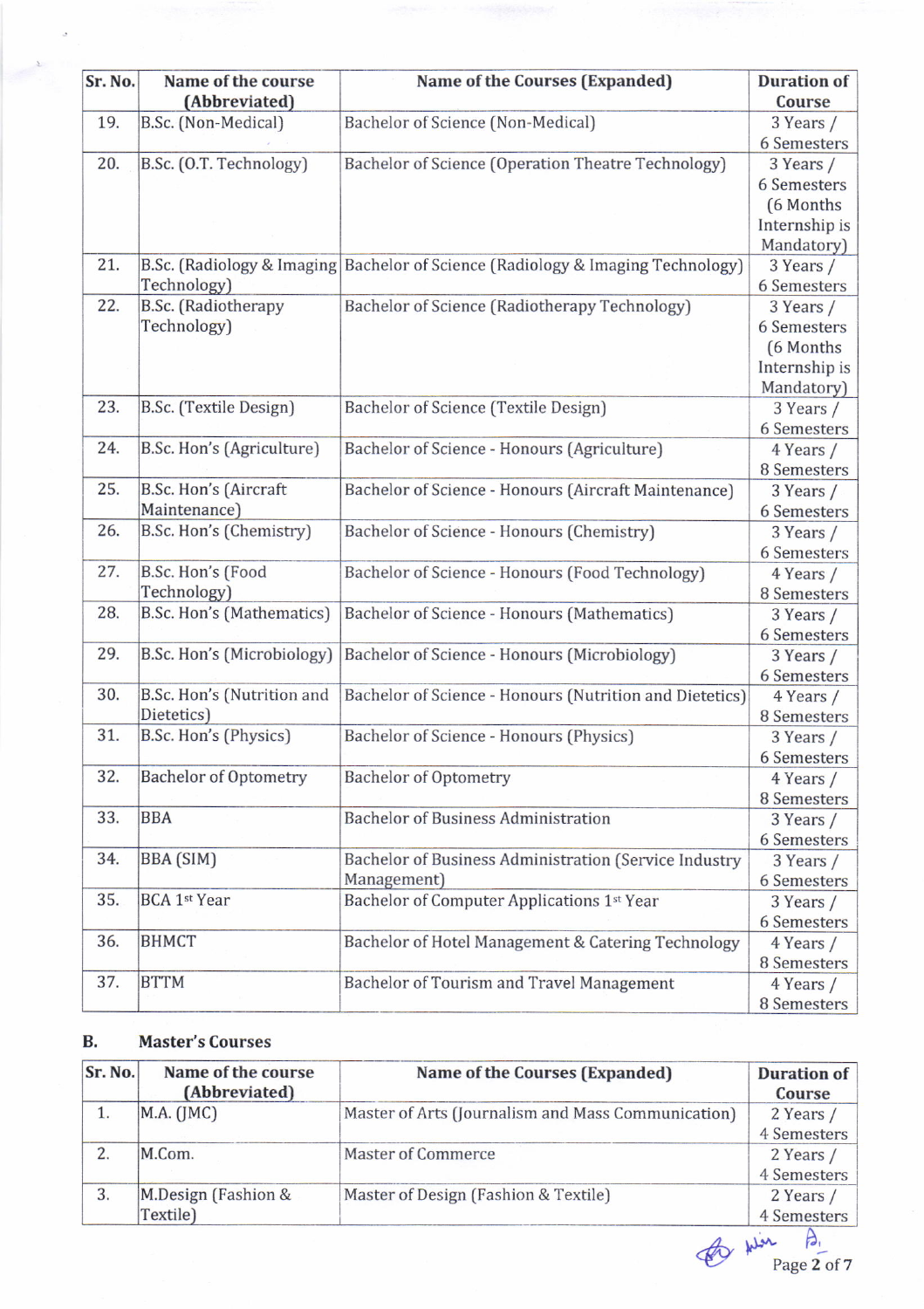| Sr. No. | Name of the course (Abbreviated) | Name of the Courses (Expanded) | Duration of Course |
|---|---|---|---|
| 19. | B.Sc. (Non-Medical) | Bachelor of Science (Non-Medical) | 3 Years / 6 Semesters |
| 20. | B.Sc. (O.T. Technology) | Bachelor of Science (Operation Theatre Technology) | 3 Years / 6 Semesters (6 Months Internship is Mandatory) |
| 21. | B.Sc. (Radiology & Imaging Technology) | Bachelor of Science (Radiology & Imaging Technology) | 3 Years / 6 Semesters |
| 22. | B.Sc. (Radiotherapy Technology) | Bachelor of Science (Radiotherapy Technology) | 3 Years / 6 Semesters (6 Months Internship is Mandatory) |
| 23. | B.Sc. (Textile Design) | Bachelor of Science (Textile Design) | 3 Years / 6 Semesters |
| 24. | B.Sc. Hon's (Agriculture) | Bachelor of Science - Honours (Agriculture) | 4 Years / 8 Semesters |
| 25. | B.Sc. Hon's (Aircraft Maintenance) | Bachelor of Science - Honours (Aircraft Maintenance) | 3 Years / 6 Semesters |
| 26. | B.Sc. Hon's (Chemistry) | Bachelor of Science - Honours (Chemistry) | 3 Years / 6 Semesters |
| 27. | B.Sc. Hon's (Food Technology) | Bachelor of Science - Honours (Food Technology) | 4 Years / 8 Semesters |
| 28. | B.Sc. Hon's (Mathematics) | Bachelor of Science - Honours (Mathematics) | 3 Years / 6 Semesters |
| 29. | B.Sc. Hon's (Microbiology) | Bachelor of Science - Honours (Microbiology) | 3 Years / 6 Semesters |
| 30. | B.Sc. Hon's (Nutrition and Dietetics) | Bachelor of Science - Honours (Nutrition and Dietetics) | 4 Years / 8 Semesters |
| 31. | B.Sc. Hon's (Physics) | Bachelor of Science - Honours (Physics) | 3 Years / 6 Semesters |
| 32. | Bachelor of Optometry | Bachelor of Optometry | 4 Years / 8 Semesters |
| 33. | BBA | Bachelor of Business Administration | 3 Years / 6 Semesters |
| 34. | BBA (SIM) | Bachelor of Business Administration (Service Industry Management) | 3 Years / 6 Semesters |
| 35. | BCA 1st Year | Bachelor of Computer Applications 1st Year | 3 Years / 6 Semesters |
| 36. | BHMCT | Bachelor of Hotel Management & Catering Technology | 4 Years / 8 Semesters |
| 37. | BTTM | Bachelor of Tourism and Travel Management | 4 Years / 8 Semesters |

## B. Master's Courses

| Sr. No. | Name of the course (Abbreviated) | Name of the Courses (Expanded) | Duration of Course |
|---|---|---|---|
| 1. | M.A. (JMC) | Master of Arts (Journalism and Mass Communication) | 2 Years / 4 Semesters |
| 2. | M.Com. | Master of Commerce | 2 Years / 4 Semesters |
| 3. | M.Design (Fashion & Textile) | Master of Design (Fashion & Textile) | 2 Years / 4 Semesters |